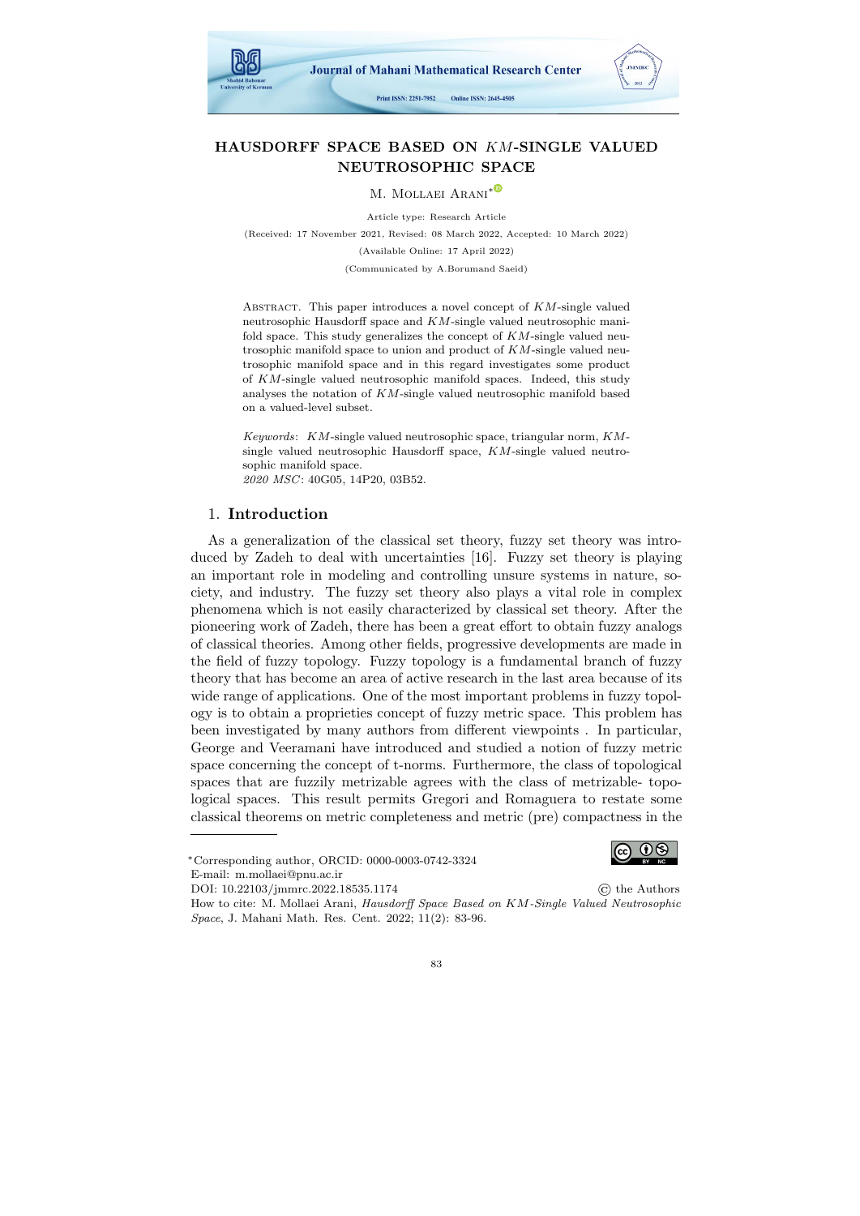# HAUSDORFF SPACE BASED ON $KM$-SINGLE VALUED NEUTROSOPHIC SPACE

M. Mollaei Arani*

Article type: Research Article

(Received: 17 November 2021, Revised: 08 March 2022, Accepted: 10 March 2022)

(Available Online: 17 April 2022)

(Communicated by A.Borumand Saeid)

Abstract. This paper introduces a novel concept of $KM$-single valued neutrosophic Hausdorff space and $KM$-single valued neutrosophic manifold space. This study generalizes the concept of $KM$-single valued neutrosophic manifold space to union and product of $KM$-single valued neutrosophic manifold space and in this regard investigates some product of $KM$-single valued neutrosophic manifold spaces. Indeed, this study analyses the notation of $KM$-single valued neutrosophic manifold based on a valued-level subset.

*Keywords*: $KM$-single valued neutrosophic space, triangular norm, $KM$-single valued neutrosophic Hausdorff space, $KM$-single valued neutrosophic manifold space.

*2020 MSC*: 40G05, 14P20, 03B52.

## 1. Introduction

As a generalization of the classical set theory, fuzzy set theory was introduced by Zadeh to deal with uncertainties [16]. Fuzzy set theory is playing an important role in modeling and controlling unsure systems in nature, society, and industry. The fuzzy set theory also plays a vital role in complex phenomena which is not easily characterized by classical set theory. After the pioneering work of Zadeh, there has been a great effort to obtain fuzzy analogs of classical theories. Among other fields, progressive developments are made in the field of fuzzy topology. Fuzzy topology is a fundamental branch of fuzzy theory that has become an area of active research in the last area because of its wide range of applications. One of the most important problems in fuzzy topology is to obtain a proprieties concept of fuzzy metric space. This problem has been investigated by many authors from different viewpoints . In particular, George and Veeramani have introduced and studied a notion of fuzzy metric space concerning the concept of t-norms. Furthermore, the class of topological spaces that are fuzzily metrizable agrees with the class of metrizable- topological spaces. This result permits Gregori and Romaguera to restate some classical theorems on metric completeness and metric (pre) compactness in the

---

*Corresponding author, ORCID: 0000-0003-0742-3324

E-mail: m.mollaei@pnu.ac.ir

DOI: 10.22103/jmmrc.2022.18535.1174

© the Authors

How to cite: M. Mollaei Arani, *Hausdorff Space Based on KM-Single Valued Neutrosophic Space*, J. Mahani Math. Res. Cent. 2022; 11(2): 83-96.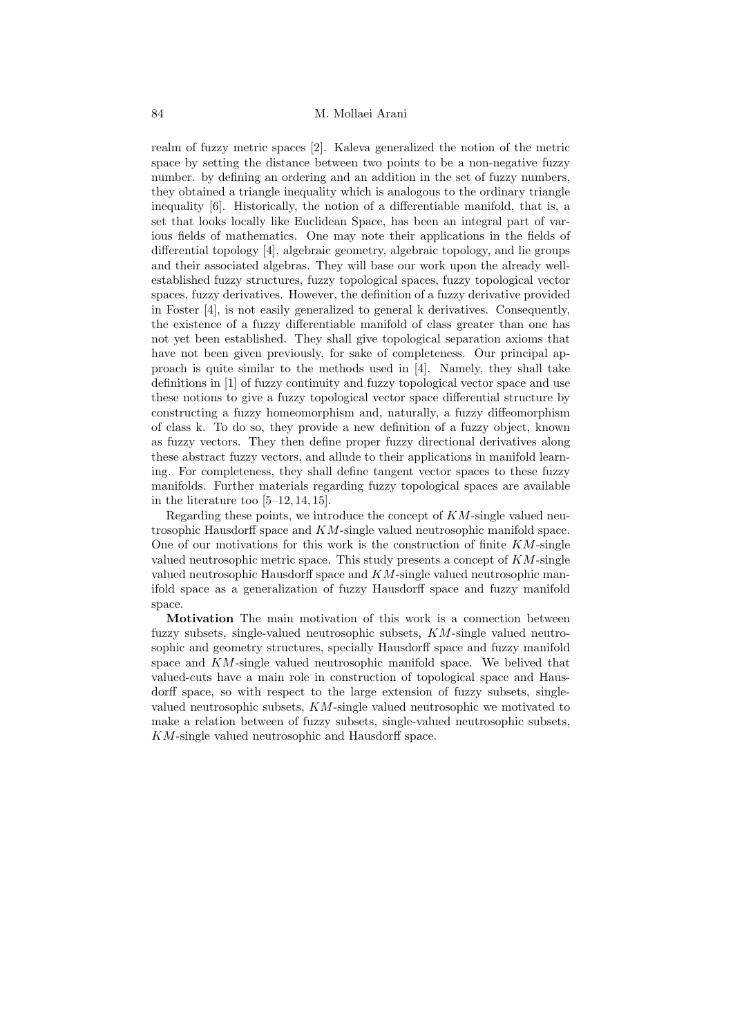realm of fuzzy metric spaces [2]. Kaleva generalized the notion of the metric space by setting the distance between two points to be a non-negative fuzzy number. by defining an ordering and an addition in the set of fuzzy numbers, they obtained a triangle inequality which is analogous to the ordinary triangle inequality [6]. Historically, the notion of a differentiable manifold, that is, a set that looks locally like Euclidean Space, has been an integral part of various fields of mathematics. One may note their applications in the fields of differential topology [4], algebraic geometry, algebraic topology, and lie groups and their associated algebras. They will base our work upon the already well-established fuzzy structures, fuzzy topological spaces, fuzzy topological vector spaces, fuzzy derivatives. However, the definition of a fuzzy derivative provided in Foster [4], is not easily generalized to general k derivatives. Consequently, the existence of a fuzzy differentiable manifold of class greater than one has not yet been established. They shall give topological separation axioms that have not been given previously, for sake of completeness. Our principal approach is quite similar to the methods used in [4]. Namely, they shall take definitions in [1] of fuzzy continuity and fuzzy topological vector space and use these notions to give a fuzzy topological vector space differential structure by constructing a fuzzy homeomorphism and, naturally, a fuzzy diffeomorphism of class k. To do so, they provide a new definition of a fuzzy object, known as fuzzy vectors. They then define proper fuzzy directional derivatives along these abstract fuzzy vectors, and allude to their applications in manifold learning. For completeness, they shall define tangent vector spaces to these fuzzy manifolds. Further materials regarding fuzzy topological spaces are available in the literature too [5–12, 14, 15].

Regarding these points, we introduce the concept of $KM$-single valued neutrosophic Hausdorff space and $KM$-single valued neutrosophic manifold space. One of our motivations for this work is the construction of finite $KM$-single valued neutrosophic metric space. This study presents a concept of $KM$-single valued neutrosophic Hausdorff space and $KM$-single valued neutrosophic manifold space as a generalization of fuzzy Hausdorff space and fuzzy manifold space.

**Motivation** The main motivation of this work is a connection between fuzzy subsets, single-valued neutrosophic subsets, $KM$-single valued neutrosophic and geometry structures, specially Hausdorff space and fuzzy manifold space and $KM$-single valued neutrosophic manifold space. We belived that valued-cuts have a main role in construction of topological space and Hausdorff space, so with respect to the large extension of fuzzy subsets, single-valued neutrosophic subsets, $KM$-single valued neutrosophic we motivated to make a relation between of fuzzy subsets, single-valued neutrosophic subsets, $KM$-single valued neutrosophic and Hausdorff space.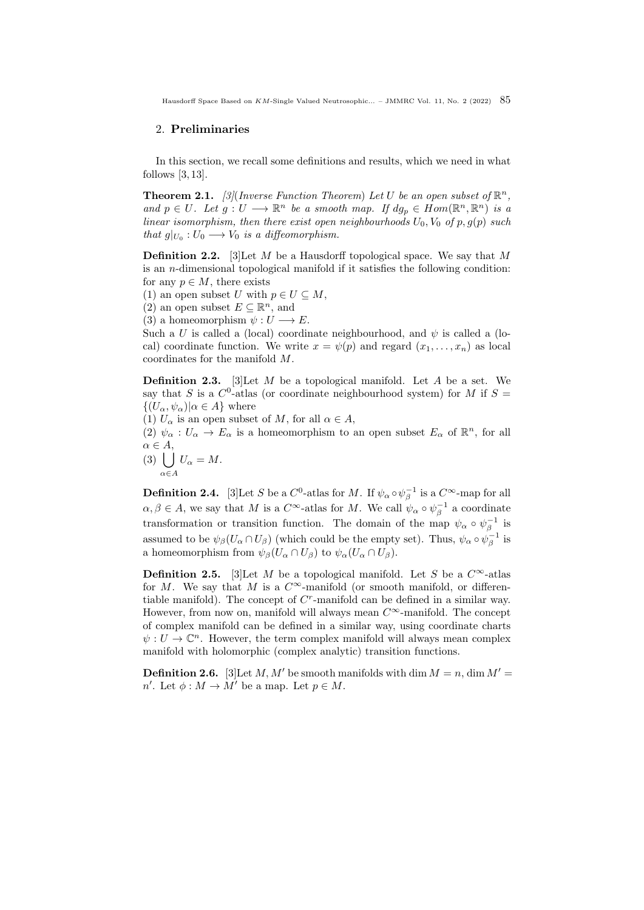## 2. Preliminaries

In this section, we recall some definitions and results, which we need in what follows [3, 13].

**Theorem 2.1.** *[3](Inverse Function Theorem) Let $U$ be an open subset of $\mathbb{R}^n$, and $p \in U$. Let $g : U \longrightarrow \mathbb{R}^n$ be a smooth map. If $dg_p \in Hom(\mathbb{R}^n, \mathbb{R}^n)$ is a linear isomorphism, then there exist open neighbourhoods $U_0, V_0$ of $p, g(p)$ such that $g|_{U_0} : U_0 \longrightarrow V_0$ is a diffeomorphism.*

**Definition 2.2.** [3]Let $M$ be a Hausdorff topological space. We say that $M$ is an $n$-dimensional topological manifold if it satisfies the following condition: for any $p \in M$, there exists

(1) an open subset $U$ with $p \in U \subseteq M$,
(2) an open subset $E \subseteq \mathbb{R}^n$, and
(3) a homeomorphism $\psi : U \longrightarrow E$.

Such a $U$ is called a (local) coordinate neighbourhood, and $\psi$ is called a (local) coordinate function. We write $x = \psi(p)$ and regard $(x_1, \ldots, x_n)$ as local coordinates for the manifold $M$.

**Definition 2.3.** [3]Let $M$ be a topological manifold. Let $A$ be a set. We say that $S$ is a $C^0$-atlas (or coordinate neighbourhood system) for $M$ if $S = \{(U_\alpha, \psi_\alpha)|\alpha \in A\}$ where

(1) $U_\alpha$ is an open subset of $M$, for all $\alpha \in A$,
(2) $\psi_\alpha : U_\alpha \to E_\alpha$ is a homeomorphism to an open subset $E_\alpha$ of $\mathbb{R}^n$, for all $\alpha \in A$,
(3) $\bigcup_{\alpha \in A} U_\alpha = M$.

**Definition 2.4.** [3]Let $S$ be a $C^0$-atlas for $M$. If $\psi_\alpha \circ \psi_\beta^{-1}$ is a $C^\infty$-map for all $\alpha, \beta \in A$, we say that $M$ is a $C^\infty$-atlas for $M$. We call $\psi_\alpha \circ \psi_\beta^{-1}$ a coordinate transformation or transition function. The domain of the map $\psi_\alpha \circ \psi_\beta^{-1}$ is assumed to be $\psi_\beta(U_\alpha \cap U_\beta)$ (which could be the empty set). Thus, $\psi_\alpha \circ \psi_\beta^{-1}$ is a homeomorphism from $\psi_\beta(U_\alpha \cap U_\beta)$ to $\psi_\alpha(U_\alpha \cap U_\beta)$.

**Definition 2.5.** [3]Let $M$ be a topological manifold. Let $S$ be a $C^\infty$-atlas for $M$. We say that $M$ is a $C^\infty$-manifold (or smooth manifold, or differentiable manifold). The concept of $C^r$-manifold can be defined in a similar way. However, from now on, manifold will always mean $C^\infty$-manifold. The concept of complex manifold can be defined in a similar way, using coordinate charts $\psi : U \to \mathbb{C}^n$. However, the term complex manifold will always mean complex manifold with holomorphic (complex analytic) transition functions.

**Definition 2.6.** [3]Let $M, M'$ be smooth manifolds with $\dim M = n$, $\dim M' = n'$. Let $\phi : M \to M'$ be a map. Let $p \in M$.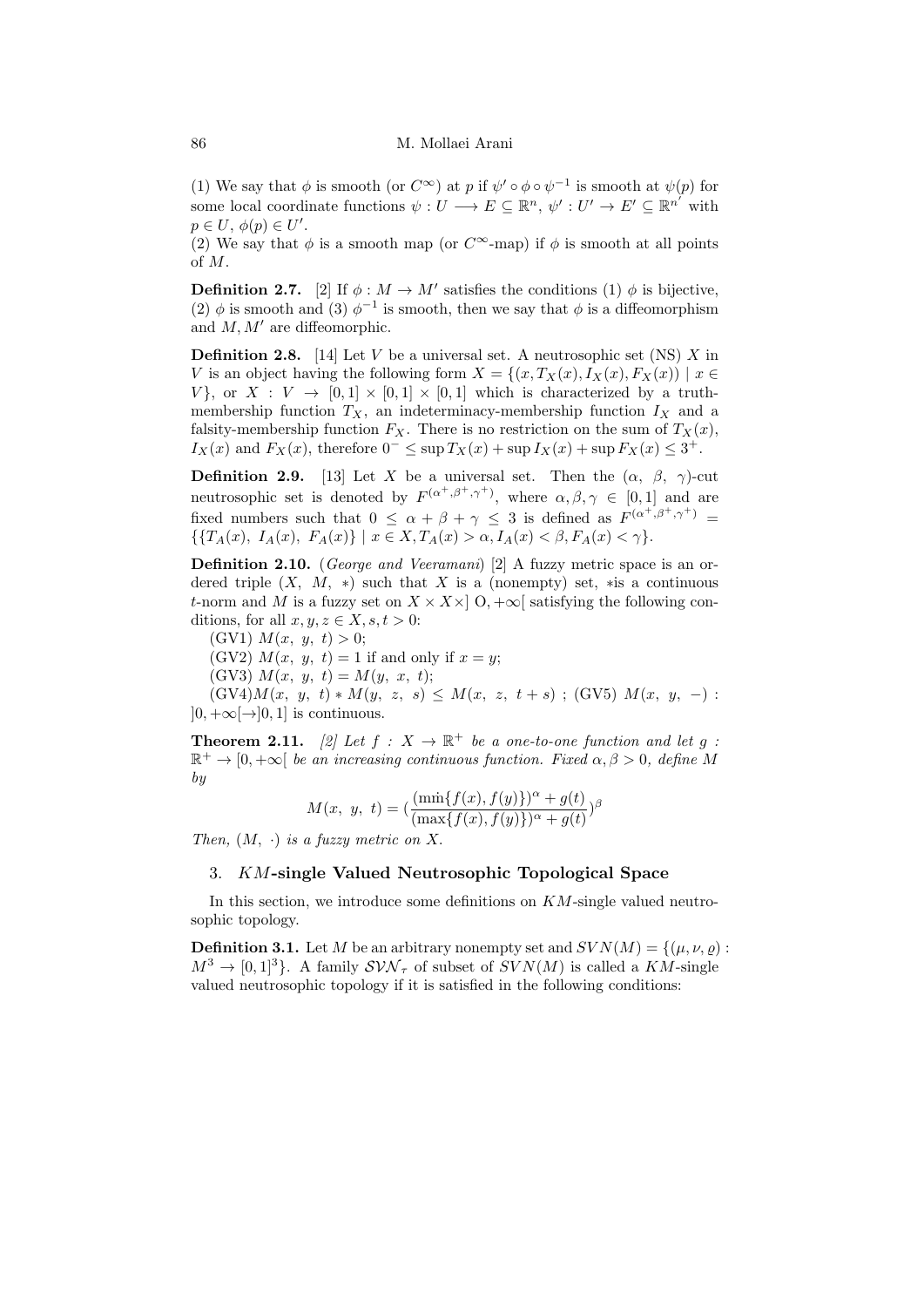(1) We say that $\phi$ is smooth (or $C^\infty$) at $p$ if $\psi' \circ \phi \circ \psi^{-1}$ is smooth at $\psi(p)$ for some local coordinate functions $\psi : U \longrightarrow E \subseteq \mathbb{R}^n$, $\psi' : U' \to E' \subseteq \mathbb{R}^{n'}$ with $p \in U$, $\phi(p) \in U'$.
(2) We say that $\phi$ is a smooth map (or $C^\infty$-map) if $\phi$ is smooth at all points of $M$.

**Definition 2.7.** [2] If $\phi : M \to M'$ satisfies the conditions (1) $\phi$ is bijective, (2) $\phi$ is smooth and (3) $\phi^{-1}$ is smooth, then we say that $\phi$ is a diffeomorphism and $M, M'$ are diffeomorphic.

**Definition 2.8.** [14] Let $V$ be a universal set. A neutrosophic set (NS) $X$ in $V$ is an object having the following form $X = \{(x, T_X(x), I_X(x), F_X(x)) \mid x \in V\}$, or $X : V \to [0,1] \times [0,1] \times [0,1]$ which is characterized by a truth-membership function $T_X$, an indeterminacy-membership function $I_X$ and a falsity-membership function $F_X$. There is no restriction on the sum of $T_X(x)$, $I_X(x)$ and $F_X(x)$, therefore $0^- \leq \sup T_X(x) + \sup I_X(x) + \sup F_X(x) \leq 3^+$.

**Definition 2.9.** [13] Let $X$ be a universal set. Then the ($\alpha$, $\beta$, $\gamma$)-cut neutrosophic set is denoted by $F^{(\alpha^+, \beta^+, \gamma^+)}$, where $\alpha, \beta, \gamma \in [0,1]$ and are fixed numbers such that $0 \leq \alpha + \beta + \gamma \leq 3$ is defined as $F^{(\alpha^+, \beta^+, \gamma^+)} = \{\{T_A(x),\ I_A(x),\ F_A(x)\} \mid x \in X, T_A(x) > \alpha, I_A(x) < \beta, F_A(x) < \gamma\}$.

**Definition 2.10.** (*George and Veeramani*) [2] A fuzzy metric space is an ordered triple $(X,\ M,\ *)$ such that $X$ is a (nonempty) set, $*$is a continuous $t$-norm and $M$ is a fuzzy set on $X \times X \times ]\ \mathrm{O}, +\infty[$ satisfying the following conditions, for all $x, y, z \in X, s, t > 0$:

(GV1) $M(x,\ y,\ t) > 0$;

(GV2) $M(x,\ y,\ t) = 1$ if and only if $x = y$;

(GV3) $M(x,\ y,\ t) = M(y,\ x,\ t)$;

(GV4)$M(x,\ y,\ t) * M(y,\ z,\ s) \leq M(x,\ z,\ t+s)$ ; (GV5) $M(x,\ y,\ -) : ]0, +\infty[\to]0,1]$ is continuous.

**Theorem 2.11.** *[2] Let $f : X \to \mathbb{R}^+$ be a one-to-one function and let $g : \mathbb{R}^+ \to [0, +\infty[$ be an increasing continuous function. Fixed $\alpha, \beta > 0$, define $M$ by*

$$M(x,\ y,\ t) = \left(\frac{(\min\{f(x), f(y)\})^\alpha + g(t)}{(\max\{f(x), f(y)\})^\alpha + g(t)}\right)^\beta$$

*Then, $(M,\ \cdot)$ is a fuzzy metric on $X$.*

## 3. $KM$-single Valued Neutrosophic Topological Space

In this section, we introduce some definitions on $KM$-single valued neutrosophic topology.

**Definition 3.1.** Let $M$ be an arbitrary nonempty set and $SVN(M) = \{(\mu, \nu, \varrho) : M^3 \to [0,1]^3\}$. A family $\mathcal{SVN}_\tau$ of subset of $SVN(M)$ is called a $KM$-single valued neutrosophic topology if it is satisfied in the following conditions: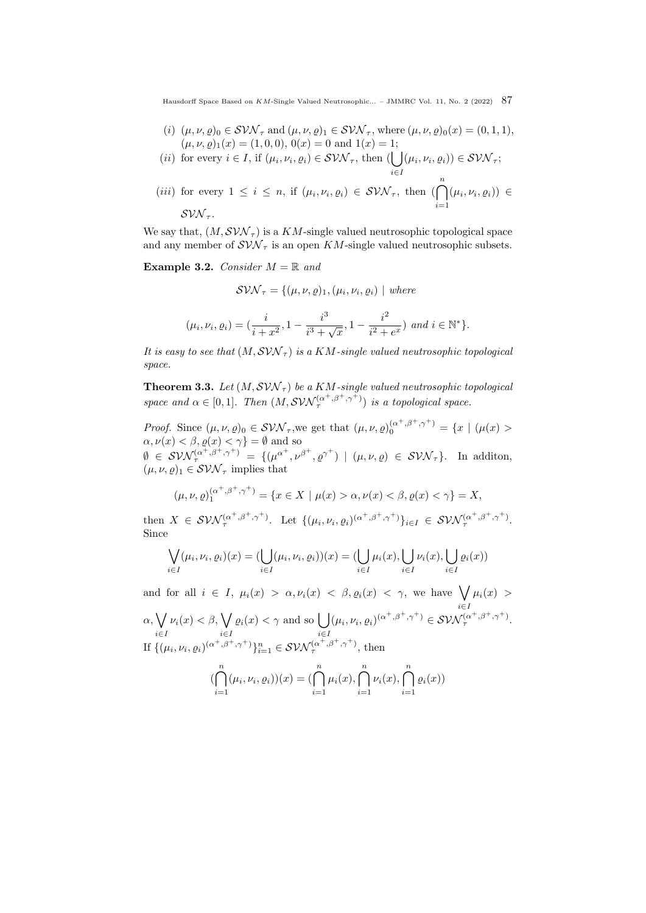(*i*) $(\mu,\nu,\varrho)_0 \in \mathcal{SVN}_\tau$ and $(\mu,\nu,\varrho)_1 \in \mathcal{SVN}_\tau$, where $(\mu,\nu,\varrho)_0(x) = (0,1,1)$, $(\mu,\nu,\varrho)_1(x) = (1,0,0)$, $0(x) = 0$ and $1(x) = 1$;

(*ii*) for every $i \in I$, if $(\mu_i,\nu_i,\varrho_i) \in \mathcal{SVN}_\tau$, then $(\bigcup_{i\in I}(\mu_i,\nu_i,\varrho_i)) \in \mathcal{SVN}_\tau$;

(*iii*) for every $1 \leq i \leq n$, if $(\mu_i,\nu_i,\varrho_i) \in \mathcal{SVN}_\tau$, then $(\bigcap_{i=1}^{n}(\mu_i,\nu_i,\varrho_i)) \in \mathcal{SVN}_\tau$.

We say that, $(M, \mathcal{SVN}_\tau)$ is a $KM$-single valued neutrosophic topological space and any member of $\mathcal{SVN}_\tau$ is an open $KM$-single valued neutrosophic subsets.

**Example 3.2.** *Consider $M = \mathbb{R}$ and*

$$\mathcal{SVN}_\tau = \{(\mu,\nu,\varrho)_1, (\mu_i,\nu_i,\varrho_i) \mid \textit{where}$$

$$(\mu_i,\nu_i,\varrho_i) = (\frac{i}{i+x^2}, 1-\frac{i^3}{i^3+\sqrt{x}}, 1-\frac{i^2}{i^2+e^x}) \textit{ and } i \in \mathbb{N}^*\}.$$

*It is easy to see that $(M, \mathcal{SVN}_\tau)$ is a $KM$-single valued neutrosophic topological space.*

**Theorem 3.3.** *Let $(M, \mathcal{SVN}_\tau)$ be a $KM$-single valued neutrosophic topological space and $\alpha \in [0,1]$. Then $(M, \mathcal{SVN}_\tau^{(\alpha^+,\beta^+,\gamma^+)})$ is a topological space.*

*Proof.* Since $(\mu,\nu,\varrho)_0 \in \mathcal{SVN}_\tau$,we get that $(\mu,\nu,\varrho)_0^{(\alpha^+,\beta^+,\gamma^+)} = \{x \mid (\mu(x) > \alpha, \nu(x) < \beta, \varrho(x) < \gamma\} = \emptyset$ and so $\emptyset \in \mathcal{SVN}_\tau^{(\alpha^+,\beta^+,\gamma^+)} = \{(\mu^{\alpha^+},\nu^{\beta^+},\varrho^{\gamma^+}) \mid (\mu,\nu,\varrho) \in \mathcal{SVN}_\tau\}$. In additon, $(\mu,\nu,\varrho)_1 \in \mathcal{SVN}_\tau$ implies that

$$(\mu,\nu,\varrho)_1^{(\alpha^+,\beta^+,\gamma^+)} = \{x \in X \mid \mu(x) > \alpha, \nu(x) < \beta, \varrho(x) < \gamma\} = X,$$

then $X \in \mathcal{SVN}_\tau^{(\alpha^+,\beta^+,\gamma^+)}$. Let $\{(\mu_i,\nu_i,\varrho_i)^{(\alpha^+,\beta^+,\gamma^+)}\}_{i\in I} \in \mathcal{SVN}_\tau^{(\alpha^+,\beta^+,\gamma^+)}$. Since

$$\bigvee_{i\in I}(\mu_i,\nu_i,\varrho_i)(x) = (\bigcup_{i\in I}(\mu_i,\nu_i,\varrho_i))(x) = (\bigcup_{i\in I}\mu_i(x), \bigcup_{i\in I}\nu_i(x), \bigcup_{i\in I}\varrho_i(x))$$

and for all $i \in I$, $\mu_i(x) > \alpha, \nu_i(x) < \beta, \varrho_i(x) < \gamma$, we have $\bigvee_{i\in I}\mu_i(x) > \alpha, \bigvee_{i\in I}\nu_i(x) < \beta, \bigvee_{i\in I}\varrho_i(x) < \gamma$ and so $\bigcup_{i\in I}(\mu_i,\nu_i,\varrho_i)^{(\alpha^+,\beta^+,\gamma^+)} \in \mathcal{SVN}_\tau^{(\alpha^+,\beta^+,\gamma^+)}$. If $\{(\mu_i,\nu_i,\varrho_i)^{(\alpha^+,\beta^+,\gamma^+)}\}_{i=1}^{n} \in \mathcal{SVN}_\tau^{(\alpha^+,\beta^+,\gamma^+)}$, then

$$(\bigcap_{i=1}^{n}(\mu_i,\nu_i,\varrho_i))(x) = (\bigcap_{i=1}^{n}\mu_i(x), \bigcap_{i=1}^{n}\nu_i(x), \bigcap_{i=1}^{n}\varrho_i(x))$$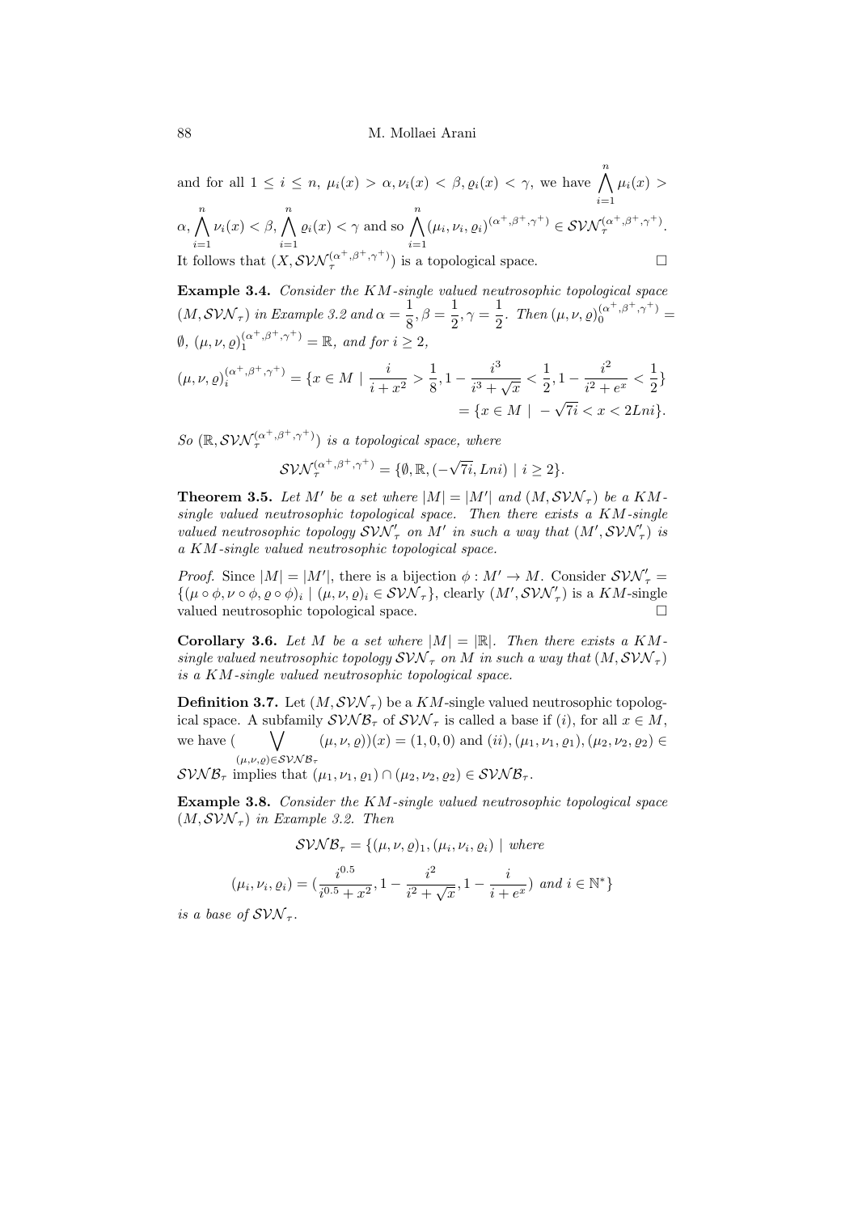and for all $1 \le i \le n$, $\mu_i(x) > \alpha, \nu_i(x) < \beta, \varrho_i(x) < \gamma$, we have $\bigwedge_{i=1}^{n} \mu_i(x) > \alpha, \bigwedge_{i=1}^{n} \nu_i(x) < \beta, \bigwedge_{i=1}^{n} \varrho_i(x) < \gamma$ and so $\bigwedge_{i=1}^{n} (\mu_i, \nu_i, \varrho_i)^{(\alpha^+,\beta^+,\gamma^+)} \in \mathcal{SVN}_{\tau}^{(\alpha^+,\beta^+,\gamma^+)}$. It follows that $(X, \mathcal{SVN}_{\tau}^{(\alpha^+,\beta^+,\gamma^+)})$ is a topological space. □

**Example 3.4.** *Consider the KM-single valued neutrosophic topological space $(M, \mathcal{SVN}_{\tau})$ in Example 3.2 and $\alpha = \frac{1}{8}, \beta = \frac{1}{2}, \gamma = \frac{1}{2}$. Then $(\mu, \nu, \varrho)_0^{(\alpha^+,\beta^+,\gamma^+)} = \emptyset$, $(\mu, \nu, \varrho)_1^{(\alpha^+,\beta^+,\gamma^+)} = \mathbb{R}$, and for $i \ge 2$,*

$$(\mu, \nu, \varrho)_i^{(\alpha^+,\beta^+,\gamma^+)} = \{x \in M \mid \frac{i}{i + x^2} > \frac{1}{8}, 1 - \frac{i^3}{i^3 + \sqrt{x}} < \frac{1}{2}, 1 - \frac{i^2}{i^2 + e^x} < \frac{1}{2}\}$$
$$= \{x \in M \mid -\sqrt{7i} < x < 2Lni\}.$$

*So $(\mathbb{R}, \mathcal{SVN}_{\tau}^{(\alpha^+,\beta^+,\gamma^+)})$ is a topological space, where*

$$\mathcal{SVN}_{\tau}^{(\alpha^+,\beta^+,\gamma^+)} = \{\emptyset, \mathbb{R}, (-\sqrt{7i}, Lni) \mid i \ge 2\}.$$

**Theorem 3.5.** *Let $M'$ be a set where $|M| = |M'|$ and $(M, \mathcal{SVN}_{\tau})$ be a KM-single valued neutrosophic topological space. Then there exists a KM-single valued neutrosophic topology $\mathcal{SVN}'_{\tau}$ on $M'$ in such a way that $(M', \mathcal{SVN}'_{\tau})$ is a KM-single valued neutrosophic topological space.*

*Proof.* Since $|M| = |M'|$, there is a bijection $\phi : M' \to M$. Consider $\mathcal{SVN}'_{\tau} = \{(\mu \circ \phi, \nu \circ \phi, \varrho \circ \phi)_i \mid (\mu, \nu, \varrho)_i \in \mathcal{SVN}_{\tau}\}$, clearly $(M', \mathcal{SVN}'_{\tau})$ is a KM-single valued neutrosophic topological space. □

**Corollary 3.6.** *Let $M$ be a set where $|M| = |\mathbb{R}|$. Then there exists a KM-single valued neutrosophic topology $\mathcal{SVN}_{\tau}$ on $M$ in such a way that $(M, \mathcal{SVN}_{\tau})$ is a KM-single valued neutrosophic topological space.*

**Definition 3.7.** Let $(M, \mathcal{SVN}_{\tau})$ be a KM-single valued neutrosophic topological space. A subfamily $\mathcal{SVNB}_{\tau}$ of $\mathcal{SVN}_{\tau}$ is called a base if $(i)$, for all $x \in M$, we have $(\bigvee_{(\mu,\nu,\varrho)\in\mathcal{SVNB}_{\tau}} (\mu, \nu, \varrho))(x) = (1, 0, 0)$ and $(ii)$, $(\mu_1, \nu_1, \varrho_1), (\mu_2, \nu_2, \varrho_2) \in \mathcal{SVNB}_{\tau}$ implies that $(\mu_1, \nu_1, \varrho_1) \cap (\mu_2, \nu_2, \varrho_2) \in \mathcal{SVNB}_{\tau}$.

**Example 3.8.** *Consider the KM-single valued neutrosophic topological space $(M, \mathcal{SVN}_{\tau})$ in Example 3.2. Then*

$$\mathcal{SVNB}_{\tau} = \{(\mu, \nu, \varrho)_1, (\mu_i, \nu_i, \varrho_i) \mid where$$
$$(\mu_i, \nu_i, \varrho_i) = (\frac{i^{0.5}}{i^{0.5} + x^2}, 1 - \frac{i^2}{i^2 + \sqrt{x}}, 1 - \frac{i}{i + e^x}) \text{ and } i \in \mathbb{N}^*\}$$

*is a base of $\mathcal{SVN}_{\tau}$.*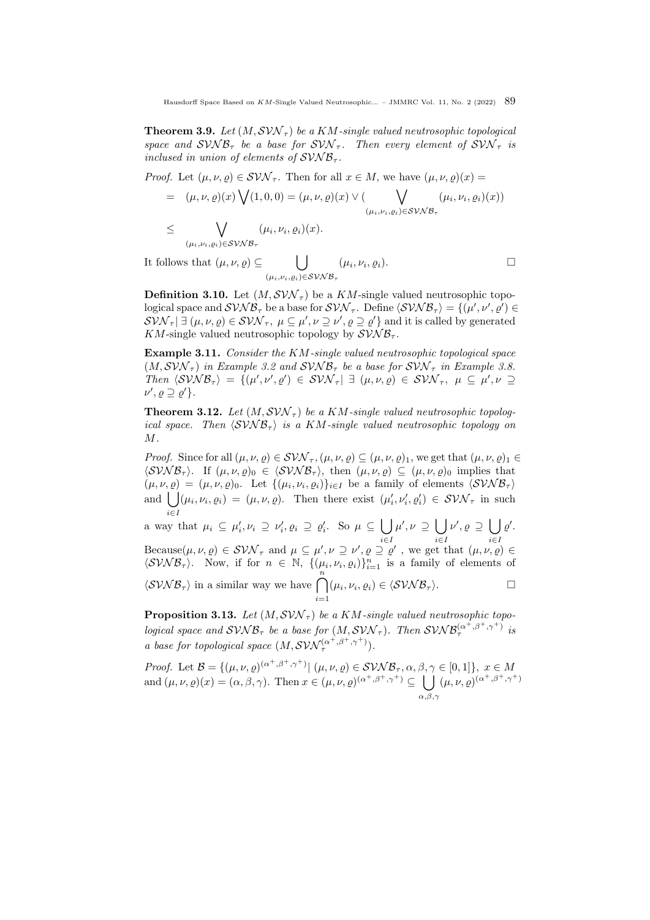**Theorem 3.9.** *Let $(M, \mathcal{SVN}_\tau)$ be a KM-single valued neutrosophic topological space and $\mathcal{SVNB}_\tau$ be a base for $\mathcal{SVN}_\tau$. Then every element of $\mathcal{SVN}_\tau$ is inclused in union of elements of $\mathcal{SVNB}_\tau$.*

*Proof.* Let $(\mu, \nu, \varrho) \in \mathcal{SVN}_\tau$. Then for all $x \in M$, we have $(\mu, \nu, \varrho)(x) =$

$$= (\mu, \nu, \varrho)(x) \bigvee (1, 0, 0) = (\mu, \nu, \varrho)(x) \vee ( \bigvee_{(\mu_i, \nu_i, \varrho_i) \in \mathcal{SVNB}_\tau} (\mu_i, \nu_i, \varrho_i)(x))$$

$$\leq \bigvee_{(\mu_i, \nu_i, \varrho_i) \in \mathcal{SVNB}_\tau} (\mu_i, \nu_i, \varrho_i)(x).$$

It follows that $(\mu, \nu, \varrho) \subseteq \bigcup_{(\mu_i, \nu_i, \varrho_i) \in \mathcal{SVNB}_\tau} (\mu_i, \nu_i, \varrho_i)$. □

**Definition 3.10.** Let $(M, \mathcal{SVN}_\tau)$ be a $KM$-single valued neutrosophic topological space and $\mathcal{SVNB}_\tau$ be a base for $\mathcal{SVN}_\tau$. Define $\langle \mathcal{SVNB}_\tau \rangle = \{(\mu', \nu', \varrho') \in \mathcal{SVN}_\tau \mid \exists\, (\mu, \nu, \varrho) \in \mathcal{SVN}_\tau,\ \mu \subseteq \mu', \nu \supseteq \nu', \varrho \supseteq \varrho'\}$ and it is called by generated $KM$-single valued neutrosophic topology by $\mathcal{SVNB}_\tau$.

**Example 3.11.** *Consider the KM-single valued neutrosophic topological space $(M, \mathcal{SVN}_\tau)$ in Example 3.2 and $\mathcal{SVNB}_\tau$ be a base for $\mathcal{SVN}_\tau$ in Example 3.8. Then $\langle \mathcal{SVNB}_\tau \rangle = \{(\mu', \nu', \varrho') \in \mathcal{SVN}_\tau \mid \exists\, (\mu, \nu, \varrho) \in \mathcal{SVN}_\tau,\ \mu \subseteq \mu', \nu \supseteq \nu', \varrho \supseteq \varrho'\}$.*

**Theorem 3.12.** *Let $(M, \mathcal{SVN}_\tau)$ be a KM-single valued neutrosophic topological space. Then $\langle \mathcal{SVNB}_\tau \rangle$ is a KM-single valued neutrosophic topology on $M$.*

*Proof.* Since for all $(\mu, \nu, \varrho) \in \mathcal{SVN}_\tau, (\mu, \nu, \varrho) \subseteq (\mu, \nu, \varrho)_1$, we get that $(\mu, \nu, \varrho)_1 \in \langle \mathcal{SVNB}_\tau \rangle$. If $(\mu, \nu, \varrho)_0 \in \langle \mathcal{SVNB}_\tau \rangle$, then $(\mu, \nu, \varrho) \subseteq (\mu, \nu, \varrho)_0$ implies that $(\mu, \nu, \varrho) = (\mu, \nu, \varrho)_0$. Let $\{(\mu_i, \nu_i, \varrho_i)\}_{i \in I}$ be a family of elements $\langle \mathcal{SVNB}_\tau \rangle$ and $\bigcup_{i \in I} (\mu_i, \nu_i, \varrho_i) = (\mu, \nu, \varrho)$. Then there exist $(\mu'_i, \nu'_i, \varrho'_i) \in \mathcal{SVN}_\tau$ in such a way that $\mu_i \subseteq \mu'_i, \nu_i \supseteq \nu'_i, \varrho_i \supseteq \varrho'_i$. So $\mu \subseteq \bigcup_{i \in I} \mu', \nu \supseteq \bigcup_{i \in I} \nu', \varrho \supseteq \bigcup_{i \in I} \varrho'$. Because$(\mu, \nu, \varrho) \in \mathcal{SVN}_\tau$ and $\mu \subseteq \mu', \nu \supseteq \nu', \varrho \supseteq \varrho'$ , we get that $(\mu, \nu, \varrho) \in \langle \mathcal{SVNB}_\tau \rangle$. Now, if for $n \in \mathbb{N}$, $\{(\mu_i, \nu_i, \varrho_i)\}_{i=1}^n$ is a family of elements of $\langle \mathcal{SVNB}_\tau \rangle$ in a similar way we have $\bigcap_{i=1}^n (\mu_i, \nu_i, \varrho_i) \in \langle \mathcal{SVNB}_\tau \rangle$. □

**Proposition 3.13.** *Let $(M, \mathcal{SVN}_\tau)$ be a KM-single valued neutrosophic topological space and $\mathcal{SVNB}_\tau$ be a base for $(M, \mathcal{SVN}_\tau)$. Then $\mathcal{SVNB}_\tau^{(\alpha^+, \beta^+, \gamma^+)}$ is a base for topological space $(M, \mathcal{SVN}_\tau^{(\alpha^+, \beta^+, \gamma^+)})$.*

*Proof.* Let $\mathcal{B} = \{(\mu, \nu, \varrho)^{(\alpha^+, \beta^+, \gamma^+)} \mid (\mu, \nu, \varrho) \in \mathcal{SVNB}_\tau, \alpha, \beta, \gamma \in [0, 1]\}$, $x \in M$ and $(\mu, \nu, \varrho)(x) = (\alpha, \beta, \gamma)$. Then $x \in (\mu, \nu, \varrho)^{(\alpha^+, \beta^+, \gamma^+)} \subseteq \bigcup_{\alpha, \beta, \gamma} (\mu, \nu, \varrho)^{(\alpha^+, \beta^+, \gamma^+)}$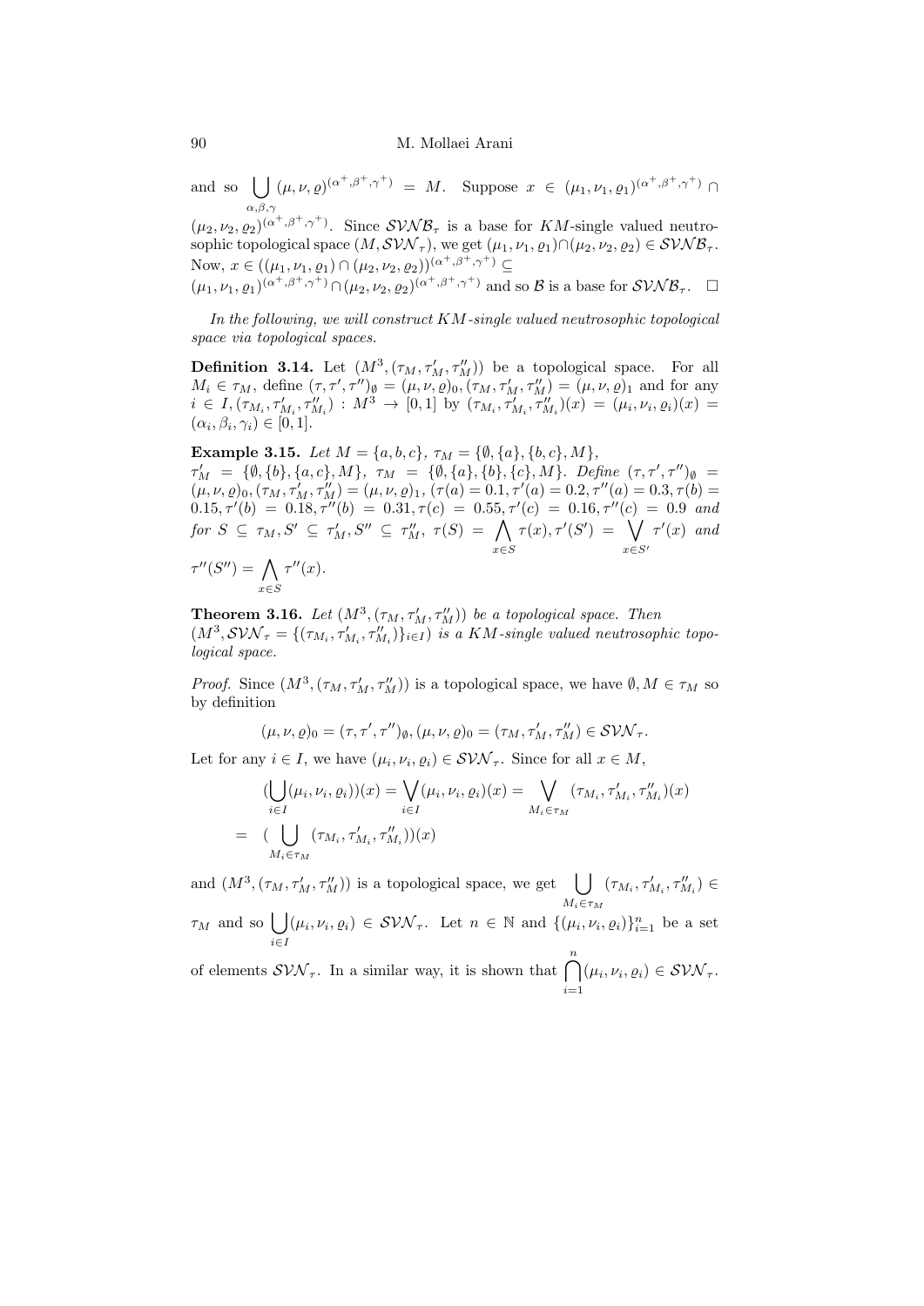and so $\bigcup_{\alpha,\beta,\gamma}(\mu,\nu,\varrho)^{(\alpha^+,\beta^+,\gamma^+)} = M$. Suppose $x \in (\mu_1,\nu_1,\varrho_1)^{(\alpha^+,\beta^+,\gamma^+)} \cap (\mu_2,\nu_2,\varrho_2)^{(\alpha^+,\beta^+,\gamma^+)}$. Since $\mathcal{SVNB}_\tau$ is a base for $KM$-single valued neutrosophic topological space $(M, \mathcal{SVN}_\tau)$, we get $(\mu_1,\nu_1,\varrho_1)\cap(\mu_2,\nu_2,\varrho_2) \in \mathcal{SVNB}_\tau$. Now, $x \in ((\mu_1,\nu_1,\varrho_1)\cap(\mu_2,\nu_2,\varrho_2))^{(\alpha^+,\beta^+,\gamma^+)} \subseteq (\mu_1,\nu_1,\varrho_1)^{(\alpha^+,\beta^+,\gamma^+)} \cap (\mu_2,\nu_2,\varrho_2)^{(\alpha^+,\beta^+,\gamma^+)}$ and so $\mathcal{B}$ is a base for $\mathcal{SVNB}_\tau$. $\square$

*In the following, we will construct $KM$-single valued neutrosophic topological space via topological spaces.*

**Definition 3.14.** Let $(M^3, (\tau_M, \tau'_M, \tau''_M))$ be a topological space. For all $M_i \in \tau_M$, define $(\tau,\tau',\tau'')_\emptyset = (\mu,\nu,\varrho)_0, (\tau_M,\tau'_M,\tau''_M) = (\mu,\nu,\varrho)_1$ and for any $i \in I, (\tau_{M_i}, \tau'_{M_i}, \tau''_{M_i}) : M^3 \to [0,1]$ by $(\tau_{M_i}, \tau'_{M_i}, \tau''_{M_i})(x) = (\mu_i,\nu_i,\varrho_i)(x) = (\alpha_i,\beta_i,\gamma_i) \in [0,1]$.

**Example 3.15.** *Let $M = \{a,b,c\}$, $\tau_M = \{\emptyset, \{a\}, \{b,c\}, M\}$, $\tau'_M = \{\emptyset, \{b\}, \{a,c\}, M\}$, $\tau_M = \{\emptyset, \{a\}, \{b\}, \{c\}, M\}$. Define $(\tau,\tau',\tau'')_\emptyset = (\mu,\nu,\varrho)_0, (\tau_M,\tau'_M,\tau''_M) = (\mu,\nu,\varrho)_1$, $(\tau(a) = 0.1, \tau'(a) = 0.2, \tau''(a) = 0.3, \tau(b) = 0.15, \tau'(b) = 0.18, \tau''(b) = 0.31, \tau(c) = 0.55, \tau'(c) = 0.16, \tau''(c) = 0.9$ and for $S \subseteq \tau_M, S' \subseteq \tau'_M, S'' \subseteq \tau''_M$, $\tau(S) = \bigwedge_{x\in S}\tau(x), \tau'(S') = \bigvee_{x\in S'}\tau'(x)$ and $\tau''(S'') = \bigwedge_{x\in S}\tau''(x)$.*

**Theorem 3.16.** *Let $(M^3, (\tau_M, \tau'_M, \tau''_M))$ be a topological space. Then $(M^3, \mathcal{SVN}_\tau = \{(\tau_{M_i}, \tau'_{M_i}, \tau''_{M_i})\}_{i\in I})$ is a $KM$-single valued neutrosophic topological space.*

*Proof.* Since $(M^3, (\tau_M, \tau'_M, \tau''_M))$ is a topological space, we have $\emptyset, M \in \tau_M$ so by definition

$$(\mu,\nu,\varrho)_0 = (\tau,\tau',\tau'')_\emptyset, (\mu,\nu,\varrho)_0 = (\tau_M,\tau'_M,\tau''_M) \in \mathcal{SVN}_\tau.$$

Let for any $i \in I$, we have $(\mu_i,\nu_i,\varrho_i) \in \mathcal{SVN}_\tau$. Since for all $x \in M$,

$$(\bigcup_{i\in I}(\mu_i,\nu_i,\varrho_i))(x) = \bigvee_{i\in I}(\mu_i,\nu_i,\varrho_i)(x) = \bigvee_{M_i\in\tau_M}(\tau_{M_i},\tau'_{M_i},\tau''_{M_i})(x)$$
$$= (\bigcup_{M_i\in\tau_M}(\tau_{M_i},\tau'_{M_i},\tau''_{M_i}))(x)$$

and $(M^3, (\tau_M, \tau'_M, \tau''_M))$ is a topological space, we get $\bigcup_{M_i\in\tau_M}(\tau_{M_i},\tau'_{M_i},\tau''_{M_i}) \in \tau_M$ and so $\bigcup_{i\in I}(\mu_i,\nu_i,\varrho_i) \in \mathcal{SVN}_\tau$. Let $n \in \mathbb{N}$ and $\{(\mu_i,\nu_i,\varrho_i)\}_{i=1}^n$ be a set of elements $\mathcal{SVN}_\tau$. In a similar way, it is shown that $\bigcap_{i=1}^n(\mu_i,\nu_i,\varrho_i) \in \mathcal{SVN}_\tau$.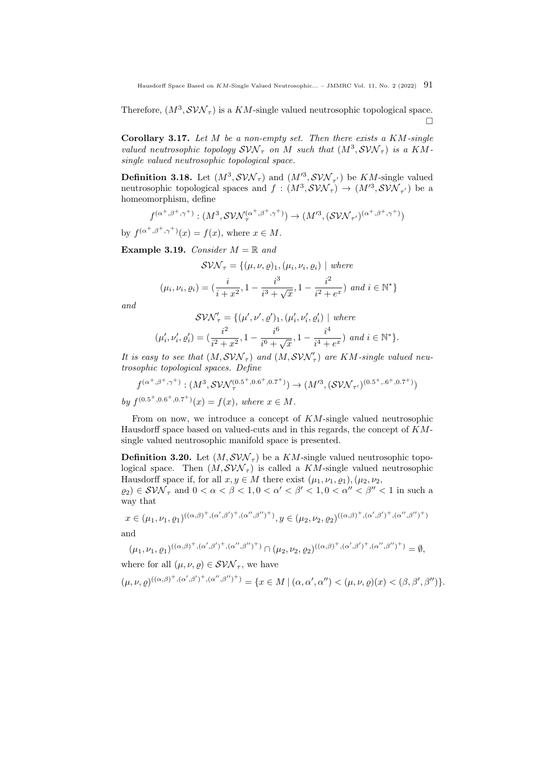Therefore, $(M^3, \mathcal{SVN}_\tau)$ is a $KM$-single valued neutrosophic topological space. $\square$

**Corollary 3.17.** *Let $M$ be a non-empty set. Then there exists a $KM$-single valued neutrosophic topology $\mathcal{SVN}_\tau$ on $M$ such that $(M^3, \mathcal{SVN}_\tau)$ is a $KM$-single valued neutrosophic topological space.*

**Definition 3.18.** Let $(M^3, \mathcal{SVN}_\tau)$ and $(M'^3, \mathcal{SVN}_{\tau'})$ be $KM$-single valued neutrosophic topological spaces and $f : (M^3, \mathcal{SVN}_\tau) \to (M'^3, \mathcal{SVN}_{\tau'})$ be a homeomorphism, define

$$f^{(\alpha^+,\beta^+,\gamma^+)} : (M^3, \mathcal{SVN}_\tau^{(\alpha^+,\beta^+,\gamma^+)}) \to (M'^3, (\mathcal{SVN}_{\tau'})^{(\alpha^+,\beta^+,\gamma^+)})$$

by $f^{(\alpha^+,\beta^+,\gamma^+)}(x) = f(x)$, where $x \in M$.

**Example 3.19.** *Consider $M = \mathbb{R}$ and*

$$\mathcal{SVN}_\tau = \{(\mu, \nu, \varrho)_1, (\mu_i, \nu_i, \varrho_i) \mid \textit{where}$$

$$(\mu_i, \nu_i, \varrho_i) = (\frac{i}{i+x^2}, 1 - \frac{i^3}{i^3+\sqrt{x}}, 1 - \frac{i^2}{i^2+e^x}) \textit{ and } i \in \mathbb{N}^*\}$$

*and*

$$\mathcal{SVN}'_\tau = \{(\mu', \nu', \varrho')_1, (\mu'_i, \nu'_i, \varrho'_i) \mid \textit{where}$$

$$(\mu'_i, \nu'_i, \varrho'_i) = (\frac{i^2}{i^2+x^2}, 1 - \frac{i^6}{i^6+\sqrt{x}}, 1 - \frac{i^4}{i^4+e^x}) \textit{ and } i \in \mathbb{N}^*\}.$$

*It is easy to see that $(M, \mathcal{SVN}_\tau)$ and $(M, \mathcal{SVN}'_\tau)$ are $KM$-single valued neutrosophic topological spaces. Define*

$$f^{(\alpha^+,\beta^+,\gamma^+)} : (M^3, \mathcal{SVN}_\tau^{(0.5^+,0.6^+,0.7^+)}) \to (M'^3, (\mathcal{SVN}_{\tau'})^{(0.5^+,.6^+,0.7^+)})$$

*by $f^{(0.5^+,0.6^+,0.7^+)}(x) = f(x)$, where $x \in M$.*

From on now, we introduce a concept of $KM$-single valued neutrosophic Hausdorff space based on valued-cuts and in this regards, the concept of $KM$-single valued neutrosophic manifold space is presented.

**Definition 3.20.** Let $(M, \mathcal{SVN}_\tau)$ be a $KM$-single valued neutrosophic topological space. Then $(M, \mathcal{SVN}_\tau)$ is called a $KM$-single valued neutrosophic Hausdorff space if, for all $x, y \in M$ there exist $(\mu_1, \nu_1, \varrho_1), (\mu_2, \nu_2, \varrho_2) \in \mathcal{SVN}_\tau$ and $0 < \alpha < \beta < 1, 0 < \alpha' < \beta' < 1, 0 < \alpha'' < \beta'' < 1$ in such a way that

$$x \in (\mu_1, \nu_1, \varrho_1)^{((\alpha,\beta)^+,(\alpha',\beta')^+,(\alpha'',\beta'')^+)}, y \in (\mu_2, \nu_2, \varrho_2)^{((\alpha,\beta)^+,(\alpha',\beta')^+,(\alpha'',\beta'')^+)}$$

and

$$(\mu_1, \nu_1, \varrho_1)^{((\alpha,\beta)^+,(\alpha',\beta')^+,(\alpha'',\beta'')^+)} \cap (\mu_2, \nu_2, \varrho_2)^{((\alpha,\beta)^+,(\alpha',\beta')^+,(\alpha'',\beta'')^+)} = \emptyset,$$

where for all $(\mu, \nu, \varrho) \in \mathcal{SVN}_\tau$, we have

$$(\mu, \nu, \varrho)^{((\alpha,\beta)^+,(\alpha',\beta')^+,(\alpha'',\beta'')^+)} = \{x \in M \mid (\alpha, \alpha', \alpha'') < (\mu, \nu, \varrho)(x) < (\beta, \beta', \beta'')\}.$$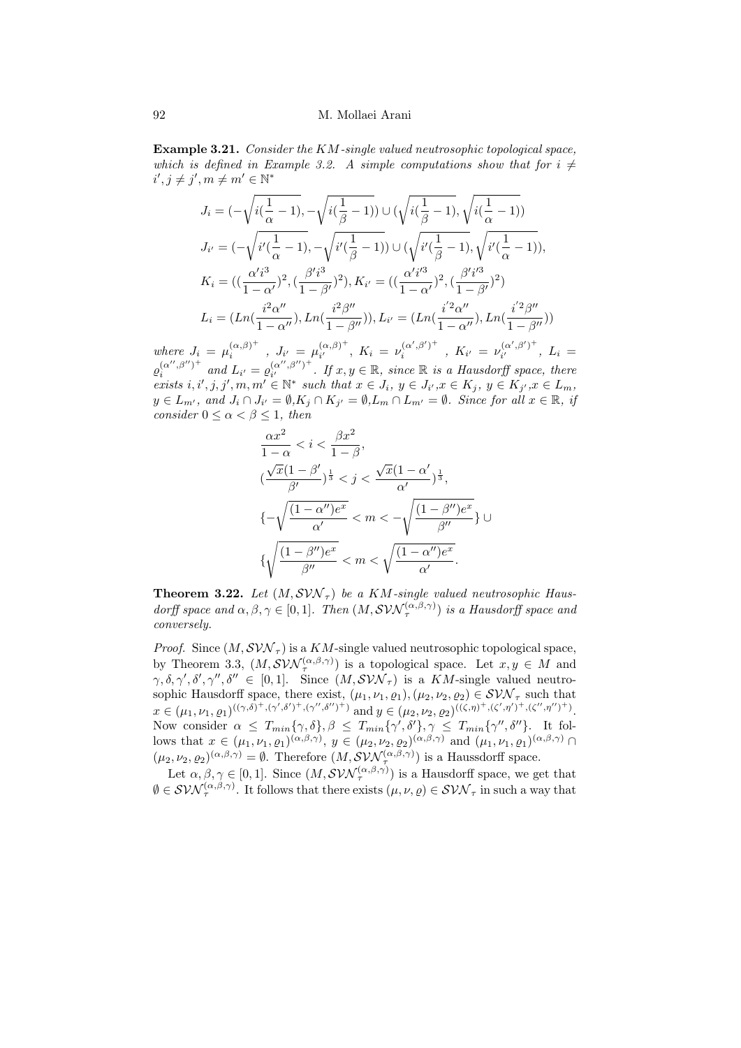**Example 3.21.** *Consider the KM-single valued neutrosophic topological space, which is defined in Example 3.2. A simple computations show that for $i \neq i', j \neq j', m \neq m' \in \mathbb{N}^*$*

$$
\begin{aligned}
J_i &= (-\sqrt{i(\frac{1}{\alpha}-1)}, -\sqrt{i(\frac{1}{\beta}-1)}) \cup (\sqrt{i(\frac{1}{\beta}-1)}, \sqrt{i(\frac{1}{\alpha}-1)}) \\
J_{i'} &= (-\sqrt{i'(\frac{1}{\alpha}-1)}, -\sqrt{i'(\frac{1}{\beta}-1)}) \cup (\sqrt{i'(\frac{1}{\beta}-1)}, \sqrt{i'(\frac{1}{\alpha}-1)}), \\
K_i &= ((\frac{\alpha' i^3}{1-\alpha'})^2, (\frac{\beta' i^3}{1-\beta'})^2), K_{i'} = ((\frac{\alpha' i'^3}{1-\alpha'})^2, (\frac{\beta' i'^3}{1-\beta'})^2) \\
L_i &= (Ln(\frac{i^2\alpha''}{1-\alpha''}), Ln(\frac{i^2\beta''}{1-\beta''})), L_{i'} = (Ln(\frac{i'^2\alpha''}{1-\alpha''}), Ln(\frac{i'^2\beta''}{1-\beta''}))
\end{aligned}
$$

*where $J_i = \mu_i^{(\alpha,\beta)^+}$ , $J_{i'} = \mu_{i'}^{(\alpha,\beta)^+}$, $K_i = \nu_i^{(\alpha',\beta')^+}$ , $K_{i'} = \nu_{i'}^{(\alpha',\beta')^+}$, $L_i = \varrho_i^{(\alpha'',\beta'')^+}$ and $L_{i'} = \varrho_{i'}^{(\alpha'',\beta'')^+}$. If $x, y \in \mathbb{R}$, since $\mathbb{R}$ is a Hausdorff space, there exists $i, i', j, j', m, m' \in \mathbb{N}^*$ such that $x \in J_i$, $y \in J_{i'}$,$x \in K_j$, $y \in K_{j'}$,$x \in L_m$, $y \in L_{m'}$, and $J_i \cap J_{i'} = \emptyset$,$K_j \cap K_{j'} = \emptyset$,$L_m \cap L_{m'} = \emptyset$. Since for all $x \in \mathbb{R}$, if consider $0 \leq \alpha < \beta \leq 1$, then*

$$
\begin{aligned}
&\frac{\alpha x^2}{1-\alpha} < i < \frac{\beta x^2}{1-\beta}, \\
&(\frac{\sqrt{x}(1-\beta')}{\beta'})^{\frac{1}{3}} < j < \frac{\sqrt{x}(1-\alpha')}{\alpha'})^{\frac{1}{3}}, \\
&\{-\sqrt{\frac{(1-\alpha'')e^x}{\alpha'}} < m < -\sqrt{\frac{(1-\beta'')e^x}{\beta''}}\} \cup \\
&\{\sqrt{\frac{(1-\beta'')e^x}{\beta''}} < m < \sqrt{\frac{(1-\alpha'')e^x}{\alpha'}}.
\end{aligned}
$$

**Theorem 3.22.** *Let $(M, \mathcal{SVN}_\tau)$ be a KM-single valued neutrosophic Hausdorff space and $\alpha, \beta, \gamma \in [0,1]$. Then $(M, \mathcal{SVN}_\tau^{(\alpha,\beta,\gamma)})$ is a Hausdorff space and conversely.*

*Proof.* Since $(M, \mathcal{SVN}_\tau)$ is a $KM$-single valued neutrosophic topological space, by Theorem 3.3, $(M, \mathcal{SVN}_\tau^{(\alpha,\beta,\gamma)})$ is a topological space. Let $x, y \in M$ and $\gamma, \delta, \gamma', \delta', \gamma'', \delta'' \in [0,1]$. Since $(M, \mathcal{SVN}_\tau)$ is a $KM$-single valued neutrosophic Hausdorff space, there exist, $(\mu_1, \nu_1, \varrho_1), (\mu_2, \nu_2, \varrho_2) \in \mathcal{SVN}_\tau$ such that $x \in (\mu_1, \nu_1, \varrho_1)^{((\gamma,\delta)^+, (\gamma',\delta')^+, (\gamma'',\delta'')^+)}$ and $y \in (\mu_2, \nu_2, \varrho_2)^{((\zeta,\eta)^+, (\zeta',\eta')^+, (\zeta'',\eta'')^+)}$. Now consider $\alpha \leq T_{min}\{\gamma, \delta\}, \beta \leq T_{min}\{\gamma', \delta'\}, \gamma \leq T_{min}\{\gamma'', \delta''\}$. It follows that $x \in (\mu_1, \nu_1, \varrho_1)^{(\alpha,\beta,\gamma)}$, $y \in (\mu_2, \nu_2, \varrho_2)^{(\alpha,\beta,\gamma)}$ and $(\mu_1, \nu_1, \varrho_1)^{(\alpha,\beta,\gamma)} \cap (\mu_2, \nu_2, \varrho_2)^{(\alpha,\beta,\gamma)} = \emptyset$. Therefore $(M, \mathcal{SVN}_\tau^{(\alpha,\beta,\gamma)})$ is a Haussdorff space.

Let $\alpha, \beta, \gamma \in [0,1]$. Since $(M, \mathcal{SVN}_\tau^{(\alpha,\beta,\gamma)})$ is a Hausdorff space, we get that $\emptyset \in \mathcal{SVN}_\tau^{(\alpha,\beta,\gamma)}$. It follows that there exists $(\mu, \nu, \varrho) \in \mathcal{SVN}_\tau$ in such a way that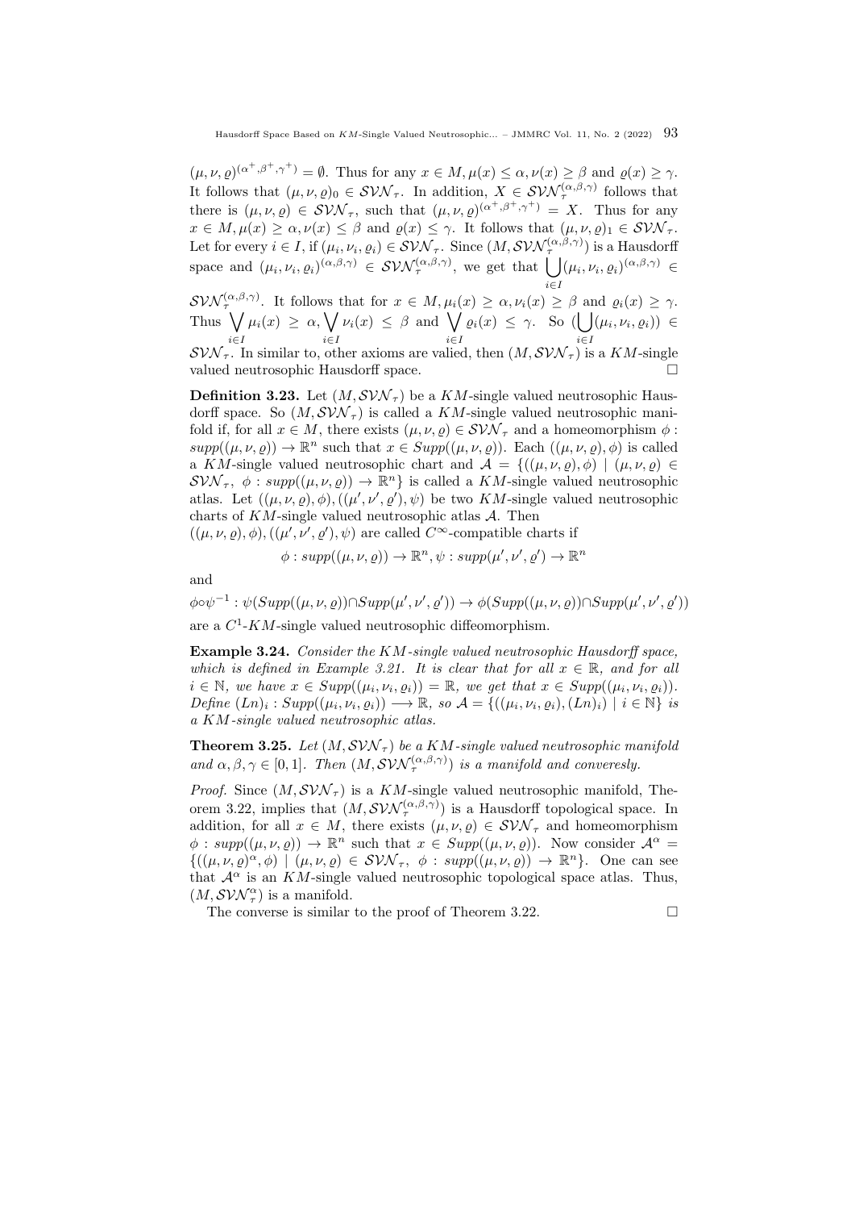$(\mu,\nu,\varrho)^{(\alpha^+,\beta^+,\gamma^+)} = \emptyset$. Thus for any $x \in M, \mu(x) \leq \alpha, \nu(x) \geq \beta$ and $\varrho(x) \geq \gamma$. It follows that $(\mu,\nu,\varrho)_0 \in \mathcal{SVN}_\tau$. In addition, $X \in \mathcal{SVN}_\tau^{(\alpha,\beta,\gamma)}$ follows that there is $(\mu,\nu,\varrho) \in \mathcal{SVN}_\tau$, such that $(\mu,\nu,\varrho)^{(\alpha^+,\beta^+,\gamma^+)} = X$. Thus for any $x \in M, \mu(x) \geq \alpha, \nu(x) \leq \beta$ and $\varrho(x) \leq \gamma$. It follows that $(\mu,\nu,\varrho)_1 \in \mathcal{SVN}_\tau$. Let for every $i \in I$, if $(\mu_i,\nu_i,\varrho_i) \in \mathcal{SVN}_\tau$. Since $(M, \mathcal{SVN}_\tau^{(\alpha,\beta,\gamma)})$ is a Hausdorff space and $(\mu_i,\nu_i,\varrho_i)^{(\alpha,\beta,\gamma)} \in \mathcal{SVN}_\tau^{(\alpha,\beta,\gamma)}$, we get that $\bigcup_{i\in I}(\mu_i,\nu_i,\varrho_i)^{(\alpha,\beta,\gamma)} \in \mathcal{SVN}_\tau^{(\alpha,\beta,\gamma)}$. It follows that for $x \in M, \mu_i(x) \geq \alpha, \nu_i(x) \geq \beta$ and $\varrho_i(x) \geq \gamma$. Thus $\bigvee_{i\in I}\mu_i(x) \geq \alpha, \bigvee_{i\in I}\nu_i(x) \leq \beta$ and $\bigvee_{i\in I}\varrho_i(x) \leq \gamma$. So $(\bigcup_{i\in I}(\mu_i,\nu_i,\varrho_i)) \in \mathcal{SVN}_\tau$. In similar to, other axioms are valied, then $(M, \mathcal{SVN}_\tau)$ is a $KM$-single valued neutrosophic Hausdorff space. $\square$

**Definition 3.23.** Let $(M, \mathcal{SVN}_\tau)$ be a $KM$-single valued neutrosophic Hausdorff space. So $(M, \mathcal{SVN}_\tau)$ is called a $KM$-single valued neutrosophic manifold if, for all $x \in M$, there exists $(\mu,\nu,\varrho) \in \mathcal{SVN}_\tau$ and a homeomorphism $\phi : supp((\mu,\nu,\varrho)) \to \mathbb{R}^n$ such that $x \in Supp((\mu,\nu,\varrho))$. Each $((\mu,\nu,\varrho),\phi)$ is called a $KM$-single valued neutrosophic chart and $\mathcal{A} = \{((\mu,\nu,\varrho),\phi) \mid (\mu,\nu,\varrho) \in \mathcal{SVN}_\tau,\ \phi : supp((\mu,\nu,\varrho)) \to \mathbb{R}^n\}$ is called a $KM$-single valued neutrosophic atlas. Let $((\mu,\nu,\varrho),\phi), ((\mu',\nu',\varrho'),\psi)$ be two $KM$-single valued neutrosophic charts of $KM$-single valued neutrosophic atlas $\mathcal{A}$. Then
$((\mu,\nu,\varrho),\phi), ((\mu',\nu',\varrho'),\psi)$ are called $C^\infty$-compatible charts if

$$\phi : supp((\mu,\nu,\varrho)) \to \mathbb{R}^n, \psi : supp(\mu',\nu',\varrho') \to \mathbb{R}^n$$

and

$$\phi\circ\psi^{-1} : \psi(Supp((\mu,\nu,\varrho))\cap Supp(\mu',\nu',\varrho')) \to \phi(Supp((\mu,\nu,\varrho))\cap Supp(\mu',\nu',\varrho'))$$

are a $C^1$-$KM$-single valued neutrosophic diffeomorphism.

**Example 3.24.** *Consider the $KM$-single valued neutrosophic Hausdorff space, which is defined in Example 3.21. It is clear that for all $x \in \mathbb{R}$, and for all $i \in \mathbb{N}$, we have $x \in Supp((\mu_i,\nu_i,\varrho_i)) = \mathbb{R}$, we get that $x \in Supp((\mu_i,\nu_i,\varrho_i))$. Define $(Ln)_i : Supp((\mu_i,\nu_i,\varrho_i)) \longrightarrow \mathbb{R}$, so $\mathcal{A} = \{((\mu_i,\nu_i,\varrho_i),(Ln)_i) \mid i \in \mathbb{N}\}$ is a $KM$-single valued neutrosophic atlas.*

**Theorem 3.25.** *Let $(M, \mathcal{SVN}_\tau)$ be a $KM$-single valued neutrosophic manifold and $\alpha,\beta,\gamma \in [0,1]$. Then $(M, \mathcal{SVN}_\tau^{(\alpha,\beta,\gamma)})$ is a manifold and conversely.*

*Proof.* Since $(M, \mathcal{SVN}_\tau)$ is a $KM$-single valued neutrosophic manifold, Theorem 3.22, implies that $(M, \mathcal{SVN}_\tau^{(\alpha,\beta,\gamma)})$ is a Hausdorff topological space. In addition, for all $x \in M$, there exists $(\mu,\nu,\varrho) \in \mathcal{SVN}_\tau$ and homeomorphism $\phi : supp((\mu,\nu,\varrho)) \to \mathbb{R}^n$ such that $x \in Supp((\mu,\nu,\varrho))$. Now consider $\mathcal{A}^\alpha = \{((\mu,\nu,\varrho)^\alpha,\phi) \mid (\mu,\nu,\varrho) \in \mathcal{SVN}_\tau,\ \phi : supp((\mu,\nu,\varrho)) \to \mathbb{R}^n\}$. One can see that $\mathcal{A}^\alpha$ is an $KM$-single valued neutrosophic topological space atlas. Thus, $(M, \mathcal{SVN}_\tau^\alpha)$ is a manifold.

The converse is similar to the proof of Theorem 3.22. $\square$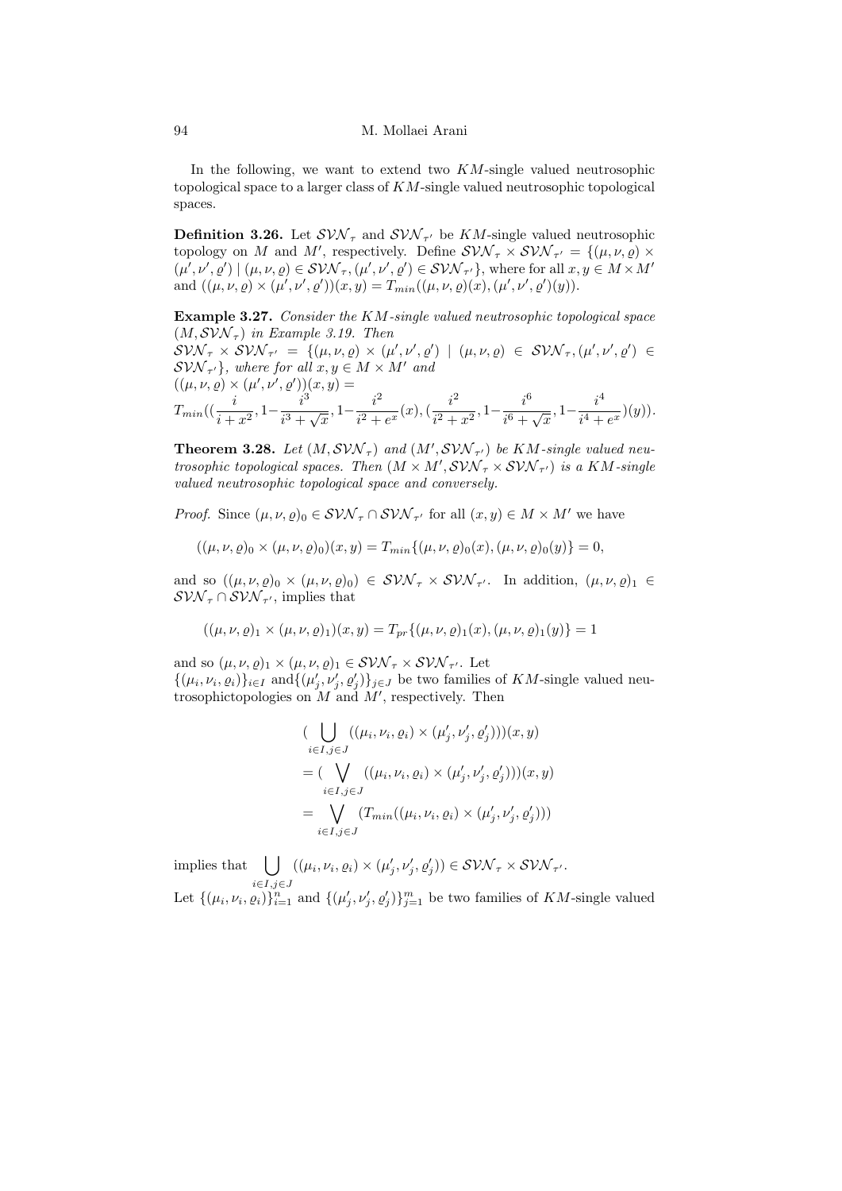In the following, we want to extend two $KM$-single valued neutrosophic topological space to a larger class of $KM$-single valued neutrosophic topological spaces.

**Definition 3.26.** Let $\mathcal{SVN}_\tau$ and $\mathcal{SVN}_{\tau'}$ be $KM$-single valued neutrosophic topology on $M$ and $M'$, respectively. Define $\mathcal{SVN}_\tau \times \mathcal{SVN}_{\tau'} = \{(\mu, \nu, \varrho) \times (\mu', \nu', \varrho') \mid (\mu, \nu, \varrho) \in \mathcal{SVN}_\tau, (\mu', \nu', \varrho') \in \mathcal{SVN}_{\tau'}\}$, where for all $x, y \in M \times M'$ and $((\mu, \nu, \varrho) \times (\mu', \nu', \varrho'))(x, y) = T_{min}((\mu, \nu, \varrho)(x), (\mu', \nu', \varrho')(y))$.

**Example 3.27.** *Consider the $KM$-single valued neutrosophic topological space $(M, \mathcal{SVN}_\tau)$ in Example 3.19. Then*
$\mathcal{SVN}_\tau \times \mathcal{SVN}_{\tau'} = \{(\mu, \nu, \varrho) \times (\mu', \nu', \varrho') \mid (\mu, \nu, \varrho) \in \mathcal{SVN}_\tau, (\mu', \nu', \varrho') \in \mathcal{SVN}_{\tau'}\}$*, where for all $x, y \in M \times M'$ and*
$((\mu, \nu, \varrho) \times (\mu', \nu', \varrho'))(x, y) =$
$T_{min}((\dfrac{i}{i + x^2}, 1 - \dfrac{i^3}{i^3 + \sqrt{x}}, 1 - \dfrac{i^2}{i^2 + e^x}(x), (\dfrac{i^2}{i^2 + x^2}, 1 - \dfrac{i^6}{i^6 + \sqrt{x}}, 1 - \dfrac{i^4}{i^4 + e^x})(y))$.

**Theorem 3.28.** *Let $(M, \mathcal{SVN}_\tau)$ and $(M', \mathcal{SVN}_{\tau'})$ be $KM$-single valued neutrosophic topological spaces. Then $(M \times M', \mathcal{SVN}_\tau \times \mathcal{SVN}_{\tau'})$ is a $KM$-single valued neutrosophic topological space and conversely.*

*Proof.* Since $(\mu, \nu, \varrho)_0 \in \mathcal{SVN}_\tau \cap \mathcal{SVN}_{\tau'}$ for all $(x, y) \in M \times M'$ we have

$$((\mu, \nu, \varrho)_0 \times (\mu, \nu, \varrho)_0)(x, y) = T_{min}\{(\mu, \nu, \varrho)_0(x), (\mu, \nu, \varrho)_0(y)\} = 0,$$

and so $((\mu, \nu, \varrho)_0 \times (\mu, \nu, \varrho)_0) \in \mathcal{SVN}_\tau \times \mathcal{SVN}_{\tau'}$. In addition, $(\mu, \nu, \varrho)_1 \in \mathcal{SVN}_\tau \cap \mathcal{SVN}_{\tau'}$, implies that

$$((\mu, \nu, \varrho)_1 \times (\mu, \nu, \varrho)_1)(x, y) = T_{pr}\{(\mu, \nu, \varrho)_1(x), (\mu, \nu, \varrho)_1(y)\} = 1$$

and so $(\mu, \nu, \varrho)_1 \times (\mu, \nu, \varrho)_1 \in \mathcal{SVN}_\tau \times \mathcal{SVN}_{\tau'}$. Let $\{(\mu_i, \nu_i, \varrho_i)\}_{i \in I}$ and$\{(\mu'_j, \nu'_j, \varrho'_j)\}_{j \in J}$ be two families of $KM$-single valued neutrosophictopologies on $M$ and $M'$, respectively. Then

$$
\begin{aligned}
&(\bigcup_{i \in I, j \in J} ((\mu_i, \nu_i, \varrho_i) \times (\mu'_j, \nu'_j, \varrho'_j)))(x, y) \\
&= (\bigvee_{i \in I, j \in J} ((\mu_i, \nu_i, \varrho_i) \times (\mu'_j, \nu'_j, \varrho'_j)))(x, y) \\
&= \bigvee_{i \in I, j \in J} (T_{min}((\mu_i, \nu_i, \varrho_i) \times (\mu'_j, \nu'_j, \varrho'_j)))
\end{aligned}
$$

implies that $\bigcup_{i \in I, j \in J} ((\mu_i, \nu_i, \varrho_i) \times (\mu'_j, \nu'_j, \varrho'_j)) \in \mathcal{SVN}_\tau \times \mathcal{SVN}_{\tau'}$.
Let $\{(\mu_i, \nu_i, \varrho_i)\}_{i=1}^n$ and $\{(\mu'_j, \nu'_j, \varrho'_j)\}_{j=1}^m$ be two families of $KM$-single valued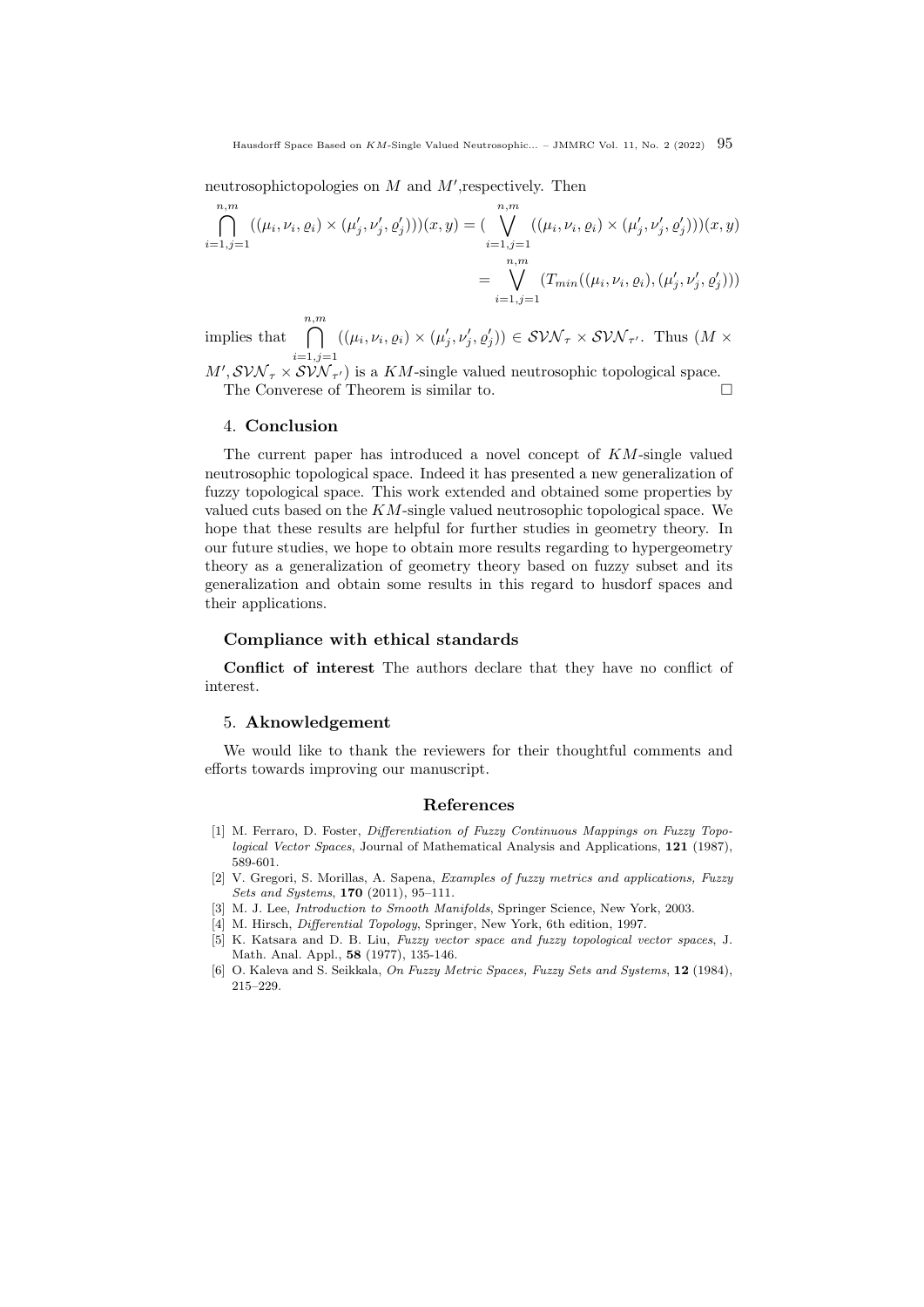neutrosophictopologies on $M$ and $M'$,respectively. Then

$$\bigcap_{i=1,j=1}^{n,m}((\mu_i,\nu_i,\varrho_i)\times(\mu'_j,\nu'_j,\varrho'_j)))(x,y) = (\bigvee_{i=1,j=1}^{n,m}((\mu_i,\nu_i,\varrho_i)\times(\mu'_j,\nu'_j,\varrho'_j)))(x,y)$$
$$= \bigvee_{i=1,j=1}^{n,m}(T_{min}((\mu_i,\nu_i,\varrho_i),(\mu'_j,\nu'_j,\varrho'_j)))$$

implies that $\bigcap_{i=1,j=1}^{n,m}((\mu_i,\nu_i,\varrho_i)\times(\mu'_j,\nu'_j,\varrho'_j)) \in \mathcal{SVN}_\tau \times \mathcal{SVN}_{\tau'}$. Thus $(M \times M', \mathcal{SVN}_\tau \times \mathcal{SVN}_{\tau'})$ is a $KM$-single valued neutrosophic topological space.

The Converese of Theorem is similar to. □

## 4. Conclusion

The current paper has introduced a novel concept of $KM$-single valued neutrosophic topological space. Indeed it has presented a new generalization of fuzzy topological space. This work extended and obtained some properties by valued cuts based on the $KM$-single valued neutrosophic topological space. We hope that these results are helpful for further studies in geometry theory. In our future studies, we hope to obtain more results regarding to hypergeometry theory as a generalization of geometry theory based on fuzzy subset and its generalization and obtain some results in this regard to husdorf spaces and their applications.

## Compliance with ethical standards

**Conflict of interest** The authors declare that they have no conflict of interest.

## 5. Aknowledgement

We would like to thank the reviewers for their thoughtful comments and efforts towards improving our manuscript.

## References

[1] M. Ferraro, D. Foster, *Differentiation of Fuzzy Continuous Mappings on Fuzzy Topological Vector Spaces*, Journal of Mathematical Analysis and Applications, **121** (1987), 589-601.

[2] V. Gregori, S. Morillas, A. Sapena, *Examples of fuzzy metrics and applications, Fuzzy Sets and Systems*, **170** (2011), 95–111.

[3] M. J. Lee, *Introduction to Smooth Manifolds*, Springer Science, New York, 2003.

[4] M. Hirsch, *Differential Topology*, Springer, New York, 6th edition, 1997.

[5] K. Katsara and D. B. Liu, *Fuzzy vector space and fuzzy topological vector spaces*, J. Math. Anal. Appl., **58** (1977), 135-146.

[6] O. Kaleva and S. Seikkala, *On Fuzzy Metric Spaces, Fuzzy Sets and Systems*, **12** (1984), 215–229.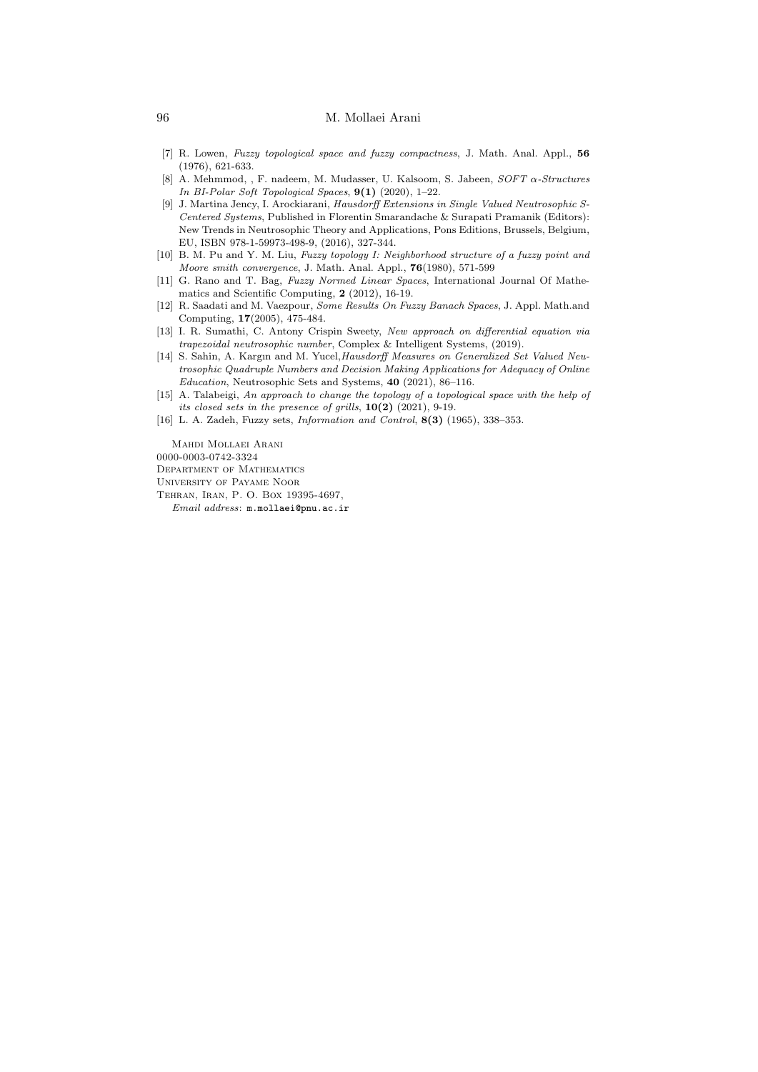[7] R. Lowen, *Fuzzy topological space and fuzzy compactness*, J. Math. Anal. Appl., **56** (1976), 621-633.

[8] A. Mehmmod, , F. nadeem, M. Mudasser, U. Kalsoom, S. Jabeen, *SOFT $\alpha$-Structures In BI-Polar Soft Topological Spaces*, **9(1)** (2020), 1–22.

[9] J. Martina Jency, I. Arockiarani, *Hausdorff Extensions in Single Valued Neutrosophic S-Centered Systems*, Published in Florentin Smarandache & Surapati Pramanik (Editors): New Trends in Neutrosophic Theory and Applications, Pons Editions, Brussels, Belgium, EU, ISBN 978-1-59973-498-9, (2016), 327-344.

[10] B. M. Pu and Y. M. Liu, *Fuzzy topology I: Neighborhood structure of a fuzzy point and Moore smith convergence*, J. Math. Anal. Appl., **76**(1980), 571-599

[11] G. Rano and T. Bag, *Fuzzy Normed Linear Spaces*, International Journal Of Mathematics and Scientific Computing, **2** (2012), 16-19.

[12] R. Saadati and M. Vaezpour, *Some Results On Fuzzy Banach Spaces*, J. Appl. Math.and Computing, **17**(2005), 475-484.

[13] I. R. Sumathi, C. Antony Crispin Sweety, *New approach on differential equation via trapezoidal neutrosophic number*, Complex & Intelligent Systems, (2019).

[14] S. Sahin, A. Kargın and M. Yucel,*Hausdorff Measures on Generalized Set Valued Neutrosophic Quadruple Numbers and Decision Making Applications for Adequacy of Online Education*, Neutrosophic Sets and Systems, **40** (2021), 86–116.

[15] A. Talabeigi, *An approach to change the topology of a topological space with the help of its closed sets in the presence of grills*, **10(2)** (2021), 9-19.

[16] L. A. Zadeh, Fuzzy sets, *Information and Control*, **8(3)** (1965), 338–353.

Mahdi Mollaei Arani
0000-0003-0742-3324
Department of Mathematics
University of Payame Noor
Tehran, Iran, P. O. Box 19395-4697,
*Email address*: m.mollaei@pnu.ac.ir